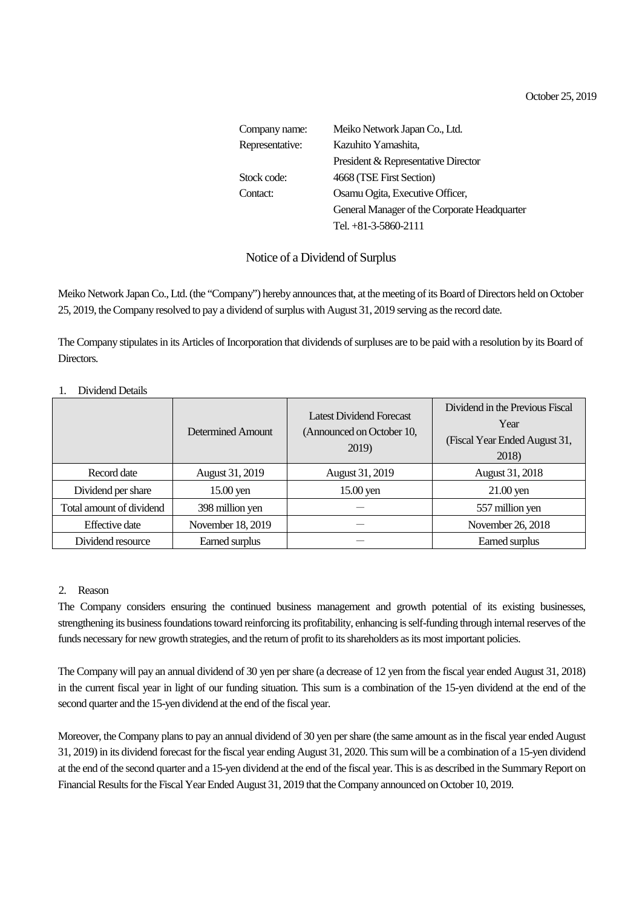October 25, 2019

Company name: Meiko Network Japan Co., Ltd.
Representative: Kazuhito Yamashita,
President & Representative Director
Stock code: 4668 (TSE First Section)
Contact: Osamu Ogita, Executive Officer,
General Manager of the Corporate Headquarter
Tel. +81-3-5860-2111

# Notice of a Dividend of Surplus

Meiko Network Japan Co., Ltd. (the "Company") hereby announces that, at the meeting of its Board of Directors held on October 25, 2019, the Company resolved to pay a dividend of surplus with August 31, 2019 serving as the record date.

The Company stipulates in its Articles of Incorporation that dividends of surpluses are to be paid with a resolution by its Board of Directors.

1. Dividend Details

| | Determined Amount | Latest Dividend Forecast (Announced on October 10, 2019) | Dividend in the Previous Fiscal Year (Fiscal Year Ended August 31, 2018) |
|---|---|---|---|
| Record date | August 31, 2019 | August 31, 2019 | August 31, 2018 |
| Dividend per share | 15.00 yen | 15.00 yen | 21.00 yen |
| Total amount of dividend | 398 million yen | ― | 557 million yen |
| Effective date | November 18, 2019 | ― | November 26, 2018 |
| Dividend resource | Earned surplus | ― | Earned surplus |

2. Reason

The Company considers ensuring the continued business management and growth potential of its existing businesses, strengthening its business foundations toward reinforcing its profitability, enhancing is self-funding through internal reserves of the funds necessary for new growth strategies, and the return of profit to its shareholders as its most important policies.

The Company will pay an annual dividend of 30 yen per share (a decrease of 12 yen from the fiscal year ended August 31, 2018) in the current fiscal year in light of our funding situation. This sum is a combination of the 15-yen dividend at the end of the second quarter and the 15-yen dividend at the end of the fiscal year.

Moreover, the Company plans to pay an annual dividend of 30 yen per share (the same amount as in the fiscal year ended August 31, 2019) in its dividend forecast for the fiscal year ending August 31, 2020. This sum will be a combination of a 15-yen dividend at the end of the second quarter and a 15-yen dividend at the end of the fiscal year. This is as described in the Summary Report on Financial Results for the Fiscal Year Ended August 31, 2019 that the Company announced on October 10, 2019.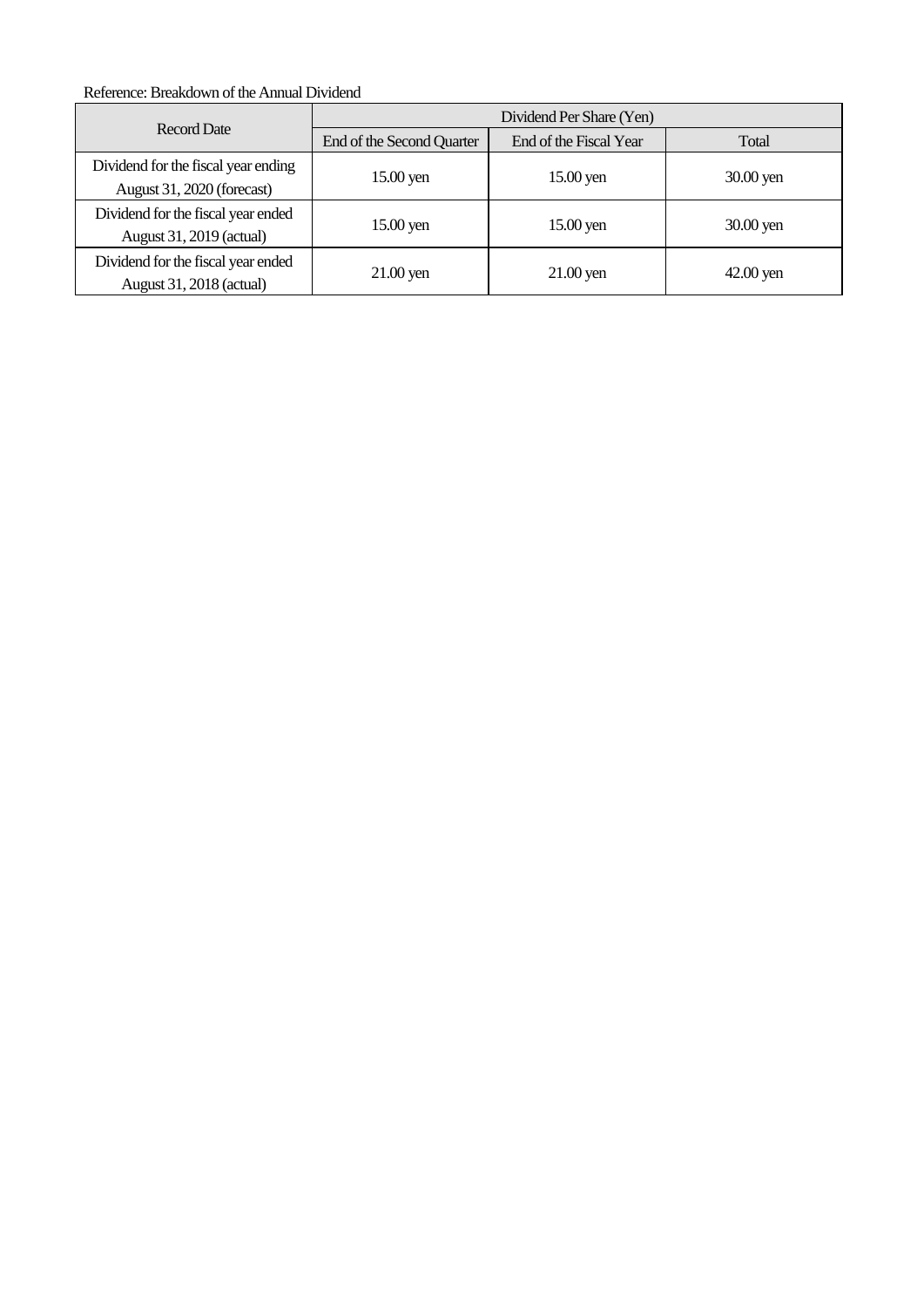Reference: Breakdown of the Annual Dividend

| Record Date | Dividend Per Share (Yen) | | |
|---|---|---|---|
| | End of the Second Quarter | End of the Fiscal Year | Total |
| Dividend for the fiscal year ending August 31, 2020 (forecast) | 15.00 yen | 15.00 yen | 30.00 yen |
| Dividend for the fiscal year ended August 31, 2019 (actual) | 15.00 yen | 15.00 yen | 30.00 yen |
| Dividend for the fiscal year ended August 31, 2018 (actual) | 21.00 yen | 21.00 yen | 42.00 yen |